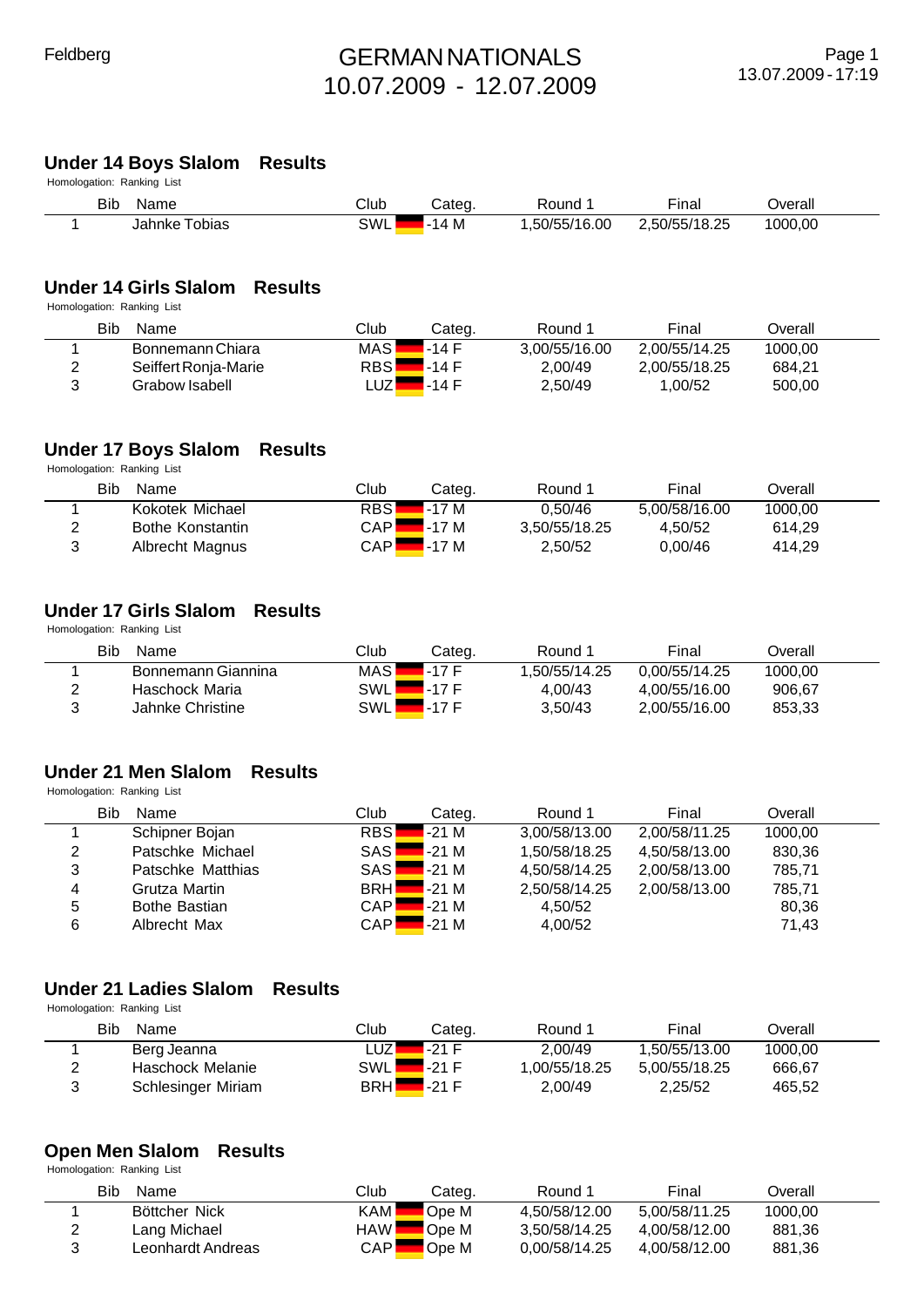Feldberg

# GERMAN NATIONALS
10.07.2009 - 12.07.2009

13.07.2009 - 17:19

## Under 14 Boys Slalom Results

Homologation: Ranking List

| | Bib | Name | Club | Categ. | Round 1 | Final | Overall |
|---|---|---|---|---|---|---|---|
| 1 | | Jahnke Tobias | SWL | -14 M | 1,50/55/16.00 | 2,50/55/18.25 | 1000,00 |

## Under 14 Girls Slalom Results

Homologation: Ranking List

| | Bib | Name | Club | Categ. | Round 1 | Final | Overall |
|---|---|---|---|---|---|---|---|
| 1 | | Bonnemann Chiara | MAS | -14 F | 3,00/55/16.00 | 2,00/55/14.25 | 1000,00 |
| 2 | | Seiffert Ronja-Marie | RBS | -14 F | 2,00/49 | 2,00/55/18.25 | 684,21 |
| 3 | | Grabow Isabell | LUZ | -14 F | 2,50/49 | 1,00/52 | 500,00 |

## Under 17 Boys Slalom Results

Homologation: Ranking List

| | Bib | Name | Club | Categ. | Round 1 | Final | Overall |
|---|---|---|---|---|---|---|---|
| 1 | | Kokotek Michael | RBS | -17 M | 0,50/46 | 5,00/58/16.00 | 1000,00 |
| 2 | | Bothe Konstantin | CAP | -17 M | 3,50/55/18.25 | 4,50/52 | 614,29 |
| 3 | | Albrecht Magnus | CAP | -17 M | 2,50/52 | 0,00/46 | 414,29 |

## Under 17 Girls Slalom Results

Homologation: Ranking List

| | Bib | Name | Club | Categ. | Round 1 | Final | Overall |
|---|---|---|---|---|---|---|---|
| 1 | | Bonnemann Giannina | MAS | -17 F | 1,50/55/14.25 | 0,00/55/14.25 | 1000,00 |
| 2 | | Haschock Maria | SWL | -17 F | 4,00/43 | 4,00/55/16.00 | 906,67 |
| 3 | | Jahnke Christine | SWL | -17 F | 3,50/43 | 2,00/55/16.00 | 853,33 |

## Under 21 Men Slalom Results

Homologation: Ranking List

| | Bib | Name | Club | Categ. | Round 1 | Final | Overall |
|---|---|---|---|---|---|---|---|
| 1 | | Schipner Bojan | RBS | -21 M | 3,00/58/13.00 | 2,00/58/11.25 | 1000,00 |
| 2 | | Patschke Michael | SAS | -21 M | 1,50/58/18.25 | 4,50/58/13.00 | 830,36 |
| 3 | | Patschke Matthias | SAS | -21 M | 4,50/58/14.25 | 2,00/58/13.00 | 785,71 |
| 4 | | Grutza Martin | BRH | -21 M | 2,50/58/14.25 | 2,00/58/13.00 | 785,71 |
| 5 | | Bothe Bastian | CAP | -21 M | 4,50/52 | | 80,36 |
| 6 | | Albrecht Max | CAP | -21 M | 4,00/52 | | 71,43 |

## Under 21 Ladies Slalom Results

Homologation: Ranking List

| | Bib | Name | Club | Categ. | Round 1 | Final | Overall |
|---|---|---|---|---|---|---|---|
| 1 | | Berg Jeanna | LUZ | -21 F | 2,00/49 | 1,50/55/13.00 | 1000,00 |
| 2 | | Haschock Melanie | SWL | -21 F | 1,00/55/18.25 | 5,00/55/18.25 | 666,67 |
| 3 | | Schlesinger Miriam | BRH | -21 F | 2,00/49 | 2,25/52 | 465,52 |

## Open Men Slalom Results

Homologation: Ranking List

| | Bib | Name | Club | Categ. | Round 1 | Final | Overall |
|---|---|---|---|---|---|---|---|
| 1 | | Böttcher Nick | KAM | Ope M | 4,50/58/12.00 | 5,00/58/11.25 | 1000,00 |
| 2 | | Lang Michael | HAW | Ope M | 3,50/58/14.25 | 4,00/58/12.00 | 881,36 |
| 3 | | Leonhardt Andreas | CAP | Ope M | 0,00/58/14.25 | 4,00/58/12.00 | 881,36 |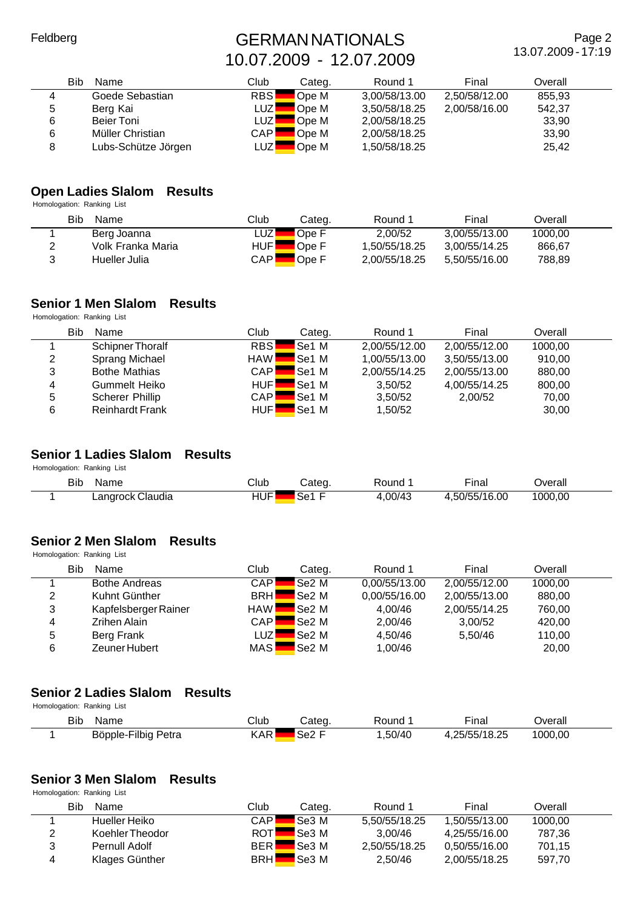| | Bib | Name | Club | Categ. | Round 1 | Final | Overall |
|---|---|---|---|---|---|---|---|
| 4 | | Goede Sebastian | RBS | Ope M | 3,00/58/13.00 | 2,50/58/12.00 | 855,93 |
| 5 | | Berg Kai | LUZ | Ope M | 3,50/58/18.25 | 2,00/58/16.00 | 542,37 |
| 6 | | Beier Toni | LUZ | Ope M | 2,00/58/18.25 | | 33,90 |
| 6 | | Müller Christian | CAP | Ope M | 2,00/58/18.25 | | 33,90 |
| 8 | | Lubs-Schütze Jörgen | LUZ | Ope M | 1,50/58/18.25 | | 25,42 |

## Open Ladies Slalom Results

Homologation: Ranking List

| | Bib | Name | Club | Categ. | Round 1 | Final | Overall |
|---|---|---|---|---|---|---|---|
| 1 | | Berg Joanna | LUZ | Ope F | 2,00/52 | 3,00/55/13.00 | 1000,00 |
| 2 | | Volk Franka Maria | HUF | Ope F | 1,50/55/18.25 | 3,00/55/14.25 | 866,67 |
| 3 | | Hueller Julia | CAP | Ope F | 2,00/55/18.25 | 5,50/55/16.00 | 788,89 |

## Senior 1 Men Slalom Results

Homologation: Ranking List

| | Bib | Name | Club | Categ. | Round 1 | Final | Overall |
|---|---|---|---|---|---|---|---|
| 1 | | Schipner Thoralf | RBS | Se1 M | 2,00/55/12.00 | 2,00/55/12.00 | 1000,00 |
| 2 | | Sprang Michael | HAW | Se1 M | 1,00/55/13.00 | 3,50/55/13.00 | 910,00 |
| 3 | | Bothe Mathias | CAP | Se1 M | 2,00/55/14.25 | 2,00/55/13.00 | 880,00 |
| 4 | | Gummelt Heiko | HUF | Se1 M | 3,50/52 | 4,00/55/14.25 | 800,00 |
| 5 | | Scherer Phillip | CAP | Se1 M | 3,50/52 | 2,00/52 | 70,00 |
| 6 | | Reinhardt Frank | HUF | Se1 M | 1,50/52 | | 30,00 |

## Senior 1 Ladies Slalom Results

Homologation: Ranking List

| | Bib | Name | Club | Categ. | Round 1 | Final | Overall |
|---|---|---|---|---|---|---|---|
| 1 | | Langrock Claudia | HUF | Se1 F | 4,00/43 | 4,50/55/16.00 | 1000,00 |

## Senior 2 Men Slalom Results

Homologation: Ranking List

| | Bib | Name | Club | Categ. | Round 1 | Final | Overall |
|---|---|---|---|---|---|---|---|
| 1 | | Bothe Andreas | CAP | Se2 M | 0,00/55/13.00 | 2,00/55/12.00 | 1000,00 |
| 2 | | Kuhnt Günther | BRH | Se2 M | 0,00/55/16.00 | 2,00/55/13.00 | 880,00 |
| 3 | | Kapfelsberger Rainer | HAW | Se2 M | 4,00/46 | 2,00/55/14.25 | 760,00 |
| 4 | | Zrihen Alain | CAP | Se2 M | 2,00/46 | 3,00/52 | 420,00 |
| 5 | | Berg Frank | LUZ | Se2 M | 4,50/46 | 5,50/46 | 110,00 |
| 6 | | Zeuner Hubert | MAS | Se2 M | 1,00/46 | | 20,00 |

## Senior 2 Ladies Slalom Results

Homologation: Ranking List

| | Bib | Name | Club | Categ. | Round 1 | Final | Overall |
|---|---|---|---|---|---|---|---|
| 1 | | Böpple-Filbig Petra | KAR | Se2 F | 1,50/40 | 4,25/55/18.25 | 1000,00 |

## Senior 3 Men Slalom Results

Homologation: Ranking List

| | Bib | Name | Club | Categ. | Round 1 | Final | Overall |
|---|---|---|---|---|---|---|---|
| 1 | | Hueller Heiko | CAP | Se3 M | 5,50/55/18.25 | 1,50/55/13.00 | 1000,00 |
| 2 | | Koehler Theodor | ROT | Se3 M | 3,00/46 | 4,25/55/16.00 | 787,36 |
| 3 | | Pernull Adolf | BER | Se3 M | 2,50/55/18.25 | 0,50/55/16.00 | 701,15 |
| 4 | | Klages Günther | BRH | Se3 M | 2,50/46 | 2,00/55/18.25 | 597,70 |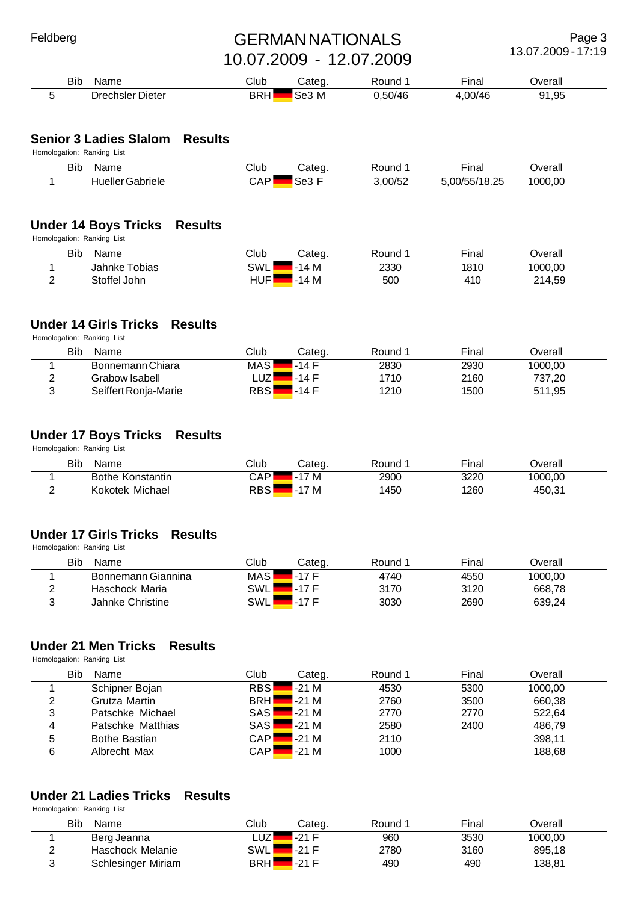| | Bib | Name | Club | Categ. | Round 1 | Final | Overall |
|---|---|---|---|---|---|---|---|
| 5 | | Drechsler Dieter | BRH | Se3 M | 0,50/46 | 4,00/46 | 91,95 |

## Senior 3 Ladies Slalom Results

Homologation: Ranking List

| | Bib | Name | Club | Categ. | Round 1 | Final | Overall |
|---|---|---|---|---|---|---|---|
| 1 | | Hueller Gabriele | CAP | Se3 F | 3,00/52 | 5,00/55/18.25 | 1000,00 |

## Under 14 Boys Tricks Results

Homologation: Ranking List

| | Bib | Name | Club | Categ. | Round 1 | Final | Overall |
|---|---|---|---|---|---|---|---|
| 1 | | Jahnke Tobias | SWL | -14 M | 2330 | 1810 | 1000,00 |
| 2 | | Stoffel John | HUF | -14 M | 500 | 410 | 214,59 |

## Under 14 Girls Tricks Results

Homologation: Ranking List

| | Bib | Name | Club | Categ. | Round 1 | Final | Overall |
|---|---|---|---|---|---|---|---|
| 1 | | Bonnemann Chiara | MAS | -14 F | 2830 | 2930 | 1000,00 |
| 2 | | Grabow Isabell | LUZ | -14 F | 1710 | 2160 | 737,20 |
| 3 | | Seiffert Ronja-Marie | RBS | -14 F | 1210 | 1500 | 511,95 |

## Under 17 Boys Tricks Results

Homologation: Ranking List

| | Bib | Name | Club | Categ. | Round 1 | Final | Overall |
|---|---|---|---|---|---|---|---|
| 1 | | Bothe Konstantin | CAP | -17 M | 2900 | 3220 | 1000,00 |
| 2 | | Kokotek Michael | RBS | -17 M | 1450 | 1260 | 450,31 |

## Under 17 Girls Tricks Results

Homologation: Ranking List

| | Bib | Name | Club | Categ. | Round 1 | Final | Overall |
|---|---|---|---|---|---|---|---|
| 1 | | Bonnemann Giannina | MAS | -17 F | 4740 | 4550 | 1000,00 |
| 2 | | Haschock Maria | SWL | -17 F | 3170 | 3120 | 668,78 |
| 3 | | Jahnke Christine | SWL | -17 F | 3030 | 2690 | 639,24 |

## Under 21 Men Tricks Results

Homologation: Ranking List

| | Bib | Name | Club | Categ. | Round 1 | Final | Overall |
|---|---|---|---|---|---|---|---|
| 1 | | Schipner Bojan | RBS | -21 M | 4530 | 5300 | 1000,00 |
| 2 | | Grutza Martin | BRH | -21 M | 2760 | 3500 | 660,38 |
| 3 | | Patschke Michael | SAS | -21 M | 2770 | 2770 | 522,64 |
| 4 | | Patschke Matthias | SAS | -21 M | 2580 | 2400 | 486,79 |
| 5 | | Bothe Bastian | CAP | -21 M | 2110 | | 398,11 |
| 6 | | Albrecht Max | CAP | -21 M | 1000 | | 188,68 |

## Under 21 Ladies Tricks Results

Homologation: Ranking List

| | Bib | Name | Club | Categ. | Round 1 | Final | Overall |
|---|---|---|---|---|---|---|---|
| 1 | | Berg Jeanna | LUZ | -21 F | 960 | 3530 | 1000,00 |
| 2 | | Haschock Melanie | SWL | -21 F | 2780 | 3160 | 895,18 |
| 3 | | Schlesinger Miriam | BRH | -21 F | 490 | 490 | 138,81 |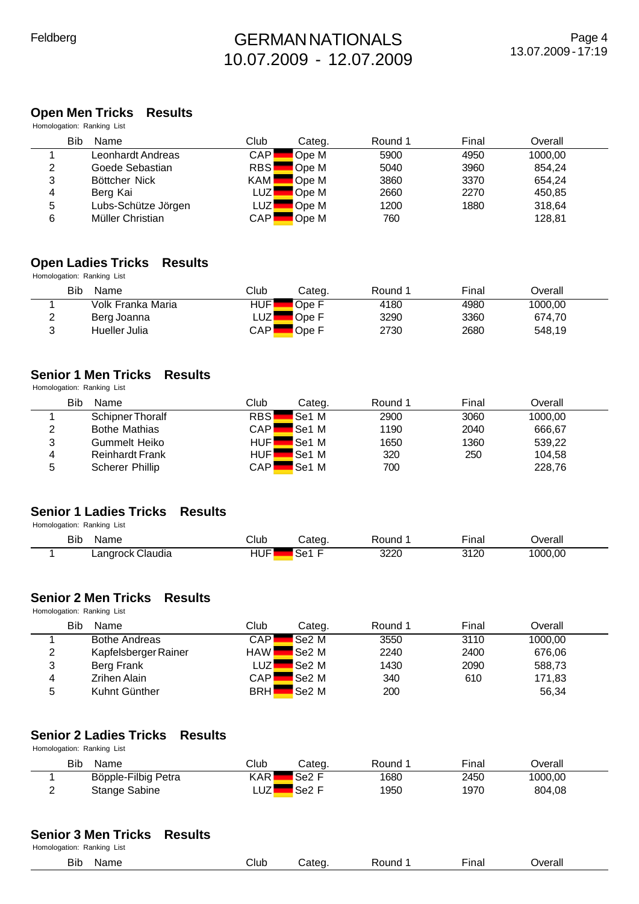## Open Men Tricks Results

Homologation: Ranking List

| | Bib | Name | Club | Categ. | Round 1 | Final | Overall |
|---|---|---|---|---|---|---|---|
| 1 | | Leonhardt Andreas | CAP | Ope M | 5900 | 4950 | 1000,00 |
| 2 | | Goede Sebastian | RBS | Ope M | 5040 | 3960 | 854,24 |
| 3 | | Böttcher Nick | KAM | Ope M | 3860 | 3370 | 654,24 |
| 4 | | Berg Kai | LUZ | Ope M | 2660 | 2270 | 450,85 |
| 5 | | Lubs-Schütze Jörgen | LUZ | Ope M | 1200 | 1880 | 318,64 |
| 6 | | Müller Christian | CAP | Ope M | 760 | | 128,81 |

## Open Ladies Tricks Results

Homologation: Ranking List

| | Bib | Name | Club | Categ. | Round 1 | Final | Overall |
|---|---|---|---|---|---|---|---|
| 1 | | Volk Franka Maria | HUF | Ope F | 4180 | 4980 | 1000,00 |
| 2 | | Berg Joanna | LUZ | Ope F | 3290 | 3360 | 674,70 |
| 3 | | Hueller Julia | CAP | Ope F | 2730 | 2680 | 548,19 |

## Senior 1 Men Tricks Results

Homologation: Ranking List

| | Bib | Name | Club | Categ. | Round 1 | Final | Overall |
|---|---|---|---|---|---|---|---|
| 1 | | Schipner Thoralf | RBS | Se1 M | 2900 | 3060 | 1000,00 |
| 2 | | Bothe Mathias | CAP | Se1 M | 1190 | 2040 | 666,67 |
| 3 | | Gummelt Heiko | HUF | Se1 M | 1650 | 1360 | 539,22 |
| 4 | | Reinhardt Frank | HUF | Se1 M | 320 | 250 | 104,58 |
| 5 | | Scherer Phillip | CAP | Se1 M | 700 | | 228,76 |

## Senior 1 Ladies Tricks Results

Homologation: Ranking List

| | Bib | Name | Club | Categ. | Round 1 | Final | Overall |
|---|---|---|---|---|---|---|---|
| 1 | | Langrock Claudia | HUF | Se1 F | 3220 | 3120 | 1000,00 |

## Senior 2 Men Tricks Results

Homologation: Ranking List

| | Bib | Name | Club | Categ. | Round 1 | Final | Overall |
|---|---|---|---|---|---|---|---|
| 1 | | Bothe Andreas | CAP | Se2 M | 3550 | 3110 | 1000,00 |
| 2 | | Kapfelsberger Rainer | HAW | Se2 M | 2240 | 2400 | 676,06 |
| 3 | | Berg Frank | LUZ | Se2 M | 1430 | 2090 | 588,73 |
| 4 | | Zrihen Alain | CAP | Se2 M | 340 | 610 | 171,83 |
| 5 | | Kuhnt Günther | BRH | Se2 M | 200 | | 56,34 |

## Senior 2 Ladies Tricks Results

Homologation: Ranking List

| | Bib | Name | Club | Categ. | Round 1 | Final | Overall |
|---|---|---|---|---|---|---|---|
| 1 | | Böpple-Filbig Petra | KAR | Se2 F | 1680 | 2450 | 1000,00 |
| 2 | | Stange Sabine | LUZ | Se2 F | 1950 | 1970 | 804,08 |

## Senior 3 Men Tricks Results

Homologation: Ranking List

| | Bib | Name | Club | Categ. | Round 1 | Final | Overall |
|---|---|---|---|---|---|---|---|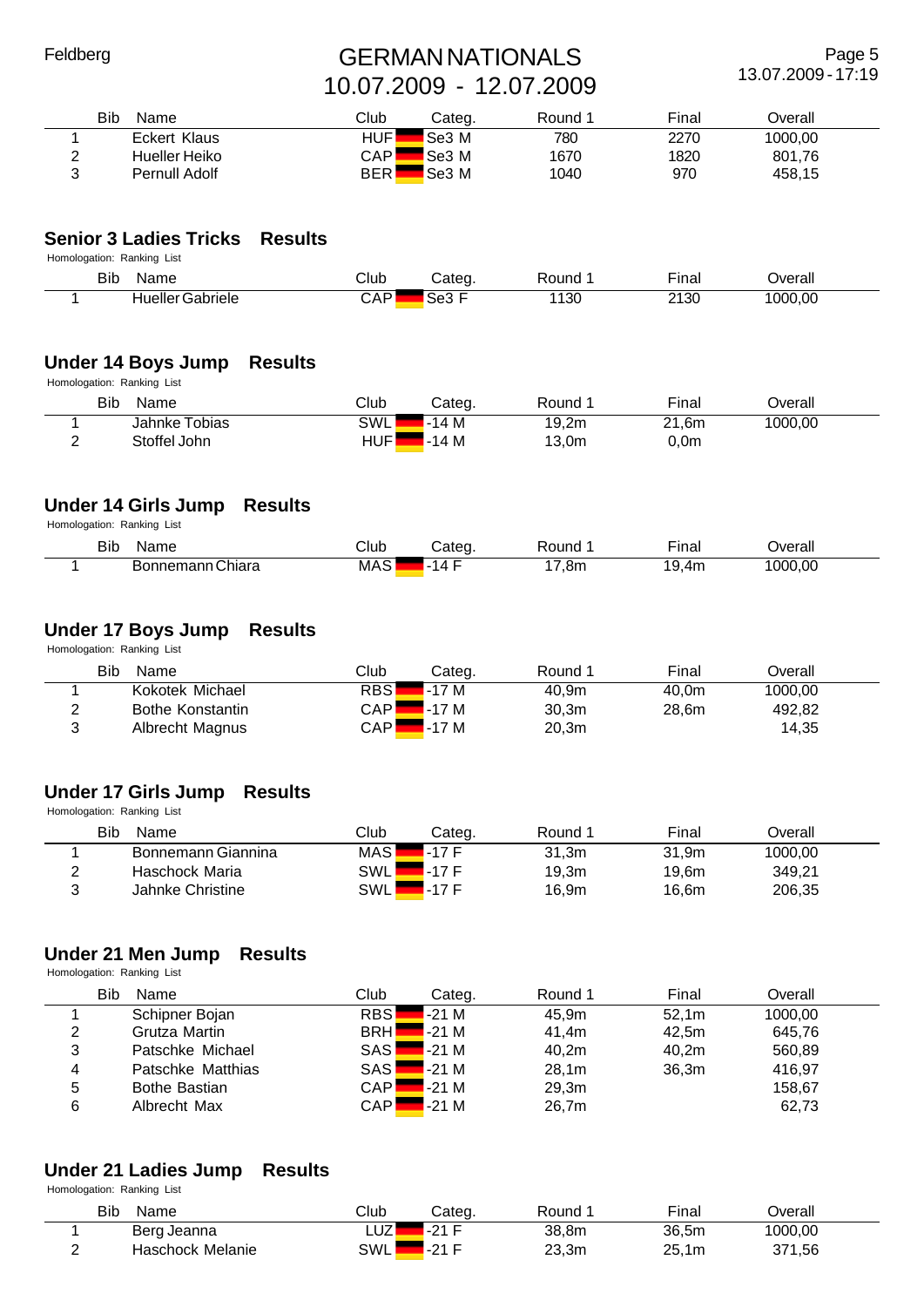| | Bib | Name | Club | Categ. | Round 1 | Final | Overall |
|---|---|---|---|---|---|---|---|
| 1 | | Eckert Klaus | HUF | Se3 M | 780 | 2270 | 1000,00 |
| 2 | | Hueller Heiko | CAP | Se3 M | 1670 | 1820 | 801,76 |
| 3 | | Pernull Adolf | BER | Se3 M | 1040 | 970 | 458,15 |

## Senior 3 Ladies Tricks Results

Homologation: Ranking List

| | Bib | Name | Club | Categ. | Round 1 | Final | Overall |
|---|---|---|---|---|---|---|---|
| 1 | | Hueller Gabriele | CAP | Se3 F | 1130 | 2130 | 1000,00 |

## Under 14 Boys Jump Results

Homologation: Ranking List

| | Bib | Name | Club | Categ. | Round 1 | Final | Overall |
|---|---|---|---|---|---|---|---|
| 1 | | Jahnke Tobias | SWL | -14 M | 19,2m | 21,6m | 1000,00 |
| 2 | | Stoffel John | HUF | -14 M | 13,0m | 0,0m | |

## Under 14 Girls Jump Results

Homologation: Ranking List

| | Bib | Name | Club | Categ. | Round 1 | Final | Overall |
|---|---|---|---|---|---|---|---|
| 1 | | Bonnemann Chiara | MAS | -14 F | 17,8m | 19,4m | 1000,00 |

## Under 17 Boys Jump Results

Homologation: Ranking List

| | Bib | Name | Club | Categ. | Round 1 | Final | Overall |
|---|---|---|---|---|---|---|---|
| 1 | | Kokotek Michael | RBS | -17 M | 40,9m | 40,0m | 1000,00 |
| 2 | | Bothe Konstantin | CAP | -17 M | 30,3m | 28,6m | 492,82 |
| 3 | | Albrecht Magnus | CAP | -17 M | 20,3m | | 14,35 |

## Under 17 Girls Jump Results

Homologation: Ranking List

| | Bib | Name | Club | Categ. | Round 1 | Final | Overall |
|---|---|---|---|---|---|---|---|
| 1 | | Bonnemann Giannina | MAS | -17 F | 31,3m | 31,9m | 1000,00 |
| 2 | | Haschock Maria | SWL | -17 F | 19,3m | 19,6m | 349,21 |
| 3 | | Jahnke Christine | SWL | -17 F | 16,9m | 16,6m | 206,35 |

## Under 21 Men Jump Results

Homologation: Ranking List

| | Bib | Name | Club | Categ. | Round 1 | Final | Overall |
|---|---|---|---|---|---|---|---|
| 1 | | Schipner Bojan | RBS | -21 M | 45,9m | 52,1m | 1000,00 |
| 2 | | Grutza Martin | BRH | -21 M | 41,4m | 42,5m | 645,76 |
| 3 | | Patschke Michael | SAS | -21 M | 40,2m | 40,2m | 560,89 |
| 4 | | Patschke Matthias | SAS | -21 M | 28,1m | 36,3m | 416,97 |
| 5 | | Bothe Bastian | CAP | -21 M | 29,3m | | 158,67 |
| 6 | | Albrecht Max | CAP | -21 M | 26,7m | | 62,73 |

## Under 21 Ladies Jump Results

Homologation: Ranking List

| | Bib | Name | Club | Categ. | Round 1 | Final | Overall |
|---|---|---|---|---|---|---|---|
| 1 | | Berg Jeanna | LUZ | -21 F | 38,8m | 36,5m | 1000,00 |
| 2 | | Haschock Melanie | SWL | -21 F | 23,3m | 25,1m | 371,56 |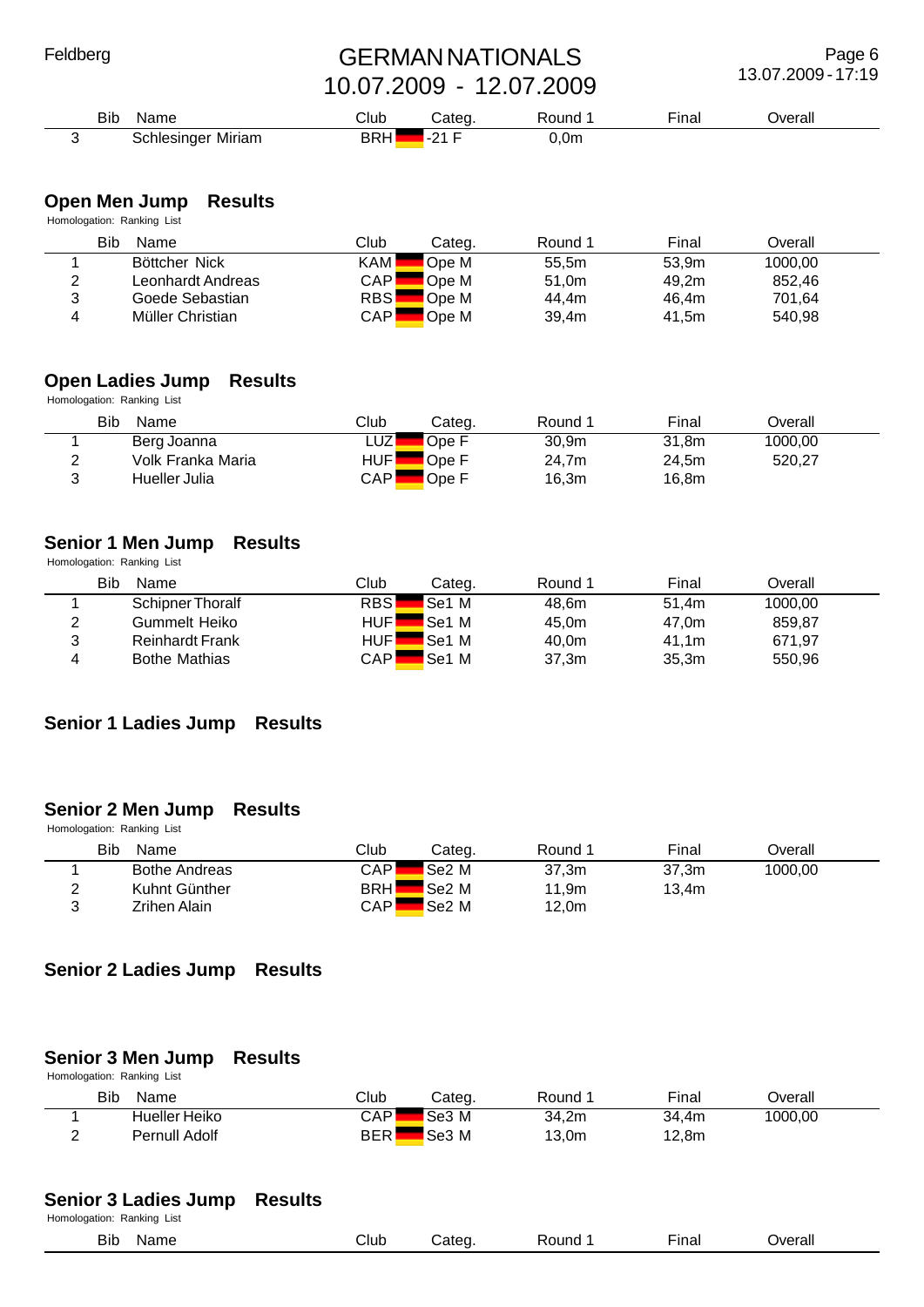| Bib | Name | Club | Categ. | Round 1 | Final | Overall |
|---|---|---|---|---|---|---|
| 3 | Schlesinger Miriam | BRH | -21 F | 0,0m | | |

## Open Men Jump Results

Homologation: Ranking List

| Bib | Name | Club | Categ. | Round 1 | Final | Overall |
|---|---|---|---|---|---|---|
| 1 | Böttcher Nick | KAM | Ope M | 55,5m | 53,9m | 1000,00 |
| 2 | Leonhardt Andreas | CAP | Ope M | 51,0m | 49,2m | 852,46 |
| 3 | Goede Sebastian | RBS | Ope M | 44,4m | 46,4m | 701,64 |
| 4 | Müller Christian | CAP | Ope M | 39,4m | 41,5m | 540,98 |

## Open Ladies Jump Results

Homologation: Ranking List

| Bib | Name | Club | Categ. | Round 1 | Final | Overall |
|---|---|---|---|---|---|---|
| 1 | Berg Joanna | LUZ | Ope F | 30,9m | 31,8m | 1000,00 |
| 2 | Volk Franka Maria | HUF | Ope F | 24,7m | 24,5m | 520,27 |
| 3 | Hueller Julia | CAP | Ope F | 16,3m | 16,8m | |

## Senior 1 Men Jump Results

Homologation: Ranking List

| Bib | Name | Club | Categ. | Round 1 | Final | Overall |
|---|---|---|---|---|---|---|
| 1 | Schipner Thoralf | RBS | Se1 M | 48,6m | 51,4m | 1000,00 |
| 2 | Gummelt Heiko | HUF | Se1 M | 45,0m | 47,0m | 859,87 |
| 3 | Reinhardt Frank | HUF | Se1 M | 40,0m | 41,1m | 671,97 |
| 4 | Bothe Mathias | CAP | Se1 M | 37,3m | 35,3m | 550,96 |

## Senior 1 Ladies Jump Results

## Senior 2 Men Jump Results

Homologation: Ranking List

| Bib | Name | Club | Categ. | Round 1 | Final | Overall |
|---|---|---|---|---|---|---|
| 1 | Bothe Andreas | CAP | Se2 M | 37,3m | 37,3m | 1000,00 |
| 2 | Kuhnt Günther | BRH | Se2 M | 11,9m | 13,4m | |
| 3 | Zrihen Alain | CAP | Se2 M | 12,0m | | |

## Senior 2 Ladies Jump Results

## Senior 3 Men Jump Results

Homologation: Ranking List

| Bib | Name | Club | Categ. | Round 1 | Final | Overall |
|---|---|---|---|---|---|---|
| 1 | Hueller Heiko | CAP | Se3 M | 34,2m | 34,4m | 1000,00 |
| 2 | Pernull Adolf | BER | Se3 M | 13,0m | 12,8m | |

## Senior 3 Ladies Jump Results

Homologation: Ranking List

| Bib | Name | Club | Categ. | Round 1 | Final | Overall |
|---|---|---|---|---|---|---|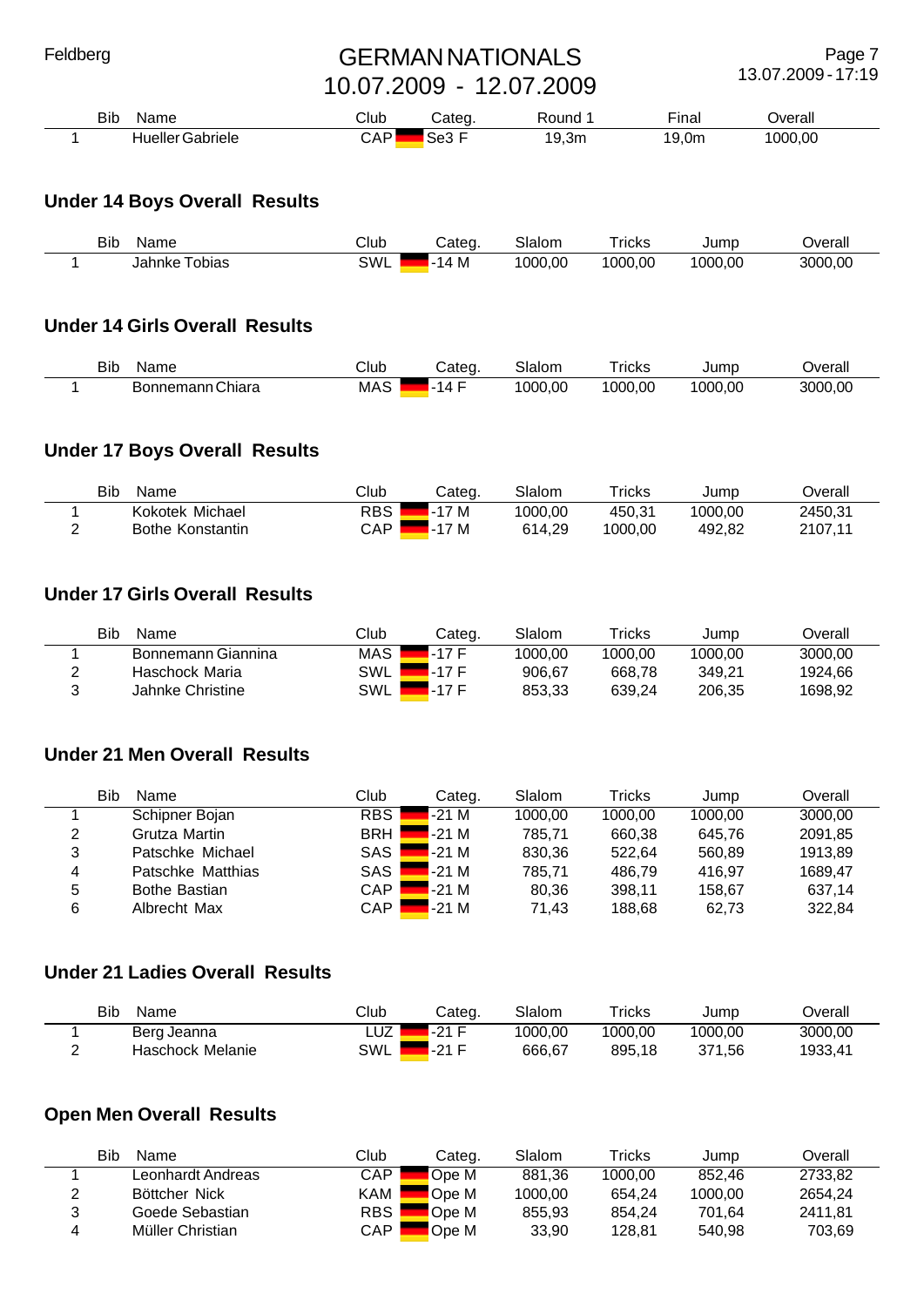| Bib | Name | Club | Categ. | Round 1 | Final | Overall |
|---|---|---|---|---|---|---|
| 1 | Hueller Gabriele | CAP | Se3 F | 19,3m | 19,0m | 1000,00 |

## Under 14 Boys Overall Results

| | Bib | Name | Club | Categ. | Slalom | Tricks | Jump | Overall |
|---|---|---|---|---|---|---|---|---|
| 1 | | Jahnke Tobias | SWL | -14 M | 1000,00 | 1000,00 | 1000,00 | 3000,00 |

## Under 14 Girls Overall Results

| | Bib | Name | Club | Categ. | Slalom | Tricks | Jump | Overall |
|---|---|---|---|---|---|---|---|---|
| 1 | | Bonnemann Chiara | MAS | -14 F | 1000,00 | 1000,00 | 1000,00 | 3000,00 |

## Under 17 Boys Overall Results

| | Bib | Name | Club | Categ. | Slalom | Tricks | Jump | Overall |
|---|---|---|---|---|---|---|---|---|
| 1 | | Kokotek Michael | RBS | -17 M | 1000,00 | 450,31 | 1000,00 | 2450,31 |
| 2 | | Bothe Konstantin | CAP | -17 M | 614,29 | 1000,00 | 492,82 | 2107,11 |

## Under 17 Girls Overall Results

| | Bib | Name | Club | Categ. | Slalom | Tricks | Jump | Overall |
|---|---|---|---|---|---|---|---|---|
| 1 | | Bonnemann Giannina | MAS | -17 F | 1000,00 | 1000,00 | 1000,00 | 3000,00 |
| 2 | | Haschock Maria | SWL | -17 F | 906,67 | 668,78 | 349,21 | 1924,66 |
| 3 | | Jahnke Christine | SWL | -17 F | 853,33 | 639,24 | 206,35 | 1698,92 |

## Under 21 Men Overall Results

| | Bib | Name | Club | Categ. | Slalom | Tricks | Jump | Overall |
|---|---|---|---|---|---|---|---|---|
| 1 | | Schipner Bojan | RBS | -21 M | 1000,00 | 1000,00 | 1000,00 | 3000,00 |
| 2 | | Grutza Martin | BRH | -21 M | 785,71 | 660,38 | 645,76 | 2091,85 |
| 3 | | Patschke Michael | SAS | -21 M | 830,36 | 522,64 | 560,89 | 1913,89 |
| 4 | | Patschke Matthias | SAS | -21 M | 785,71 | 486,79 | 416,97 | 1689,47 |
| 5 | | Bothe Bastian | CAP | -21 M | 80,36 | 398,11 | 158,67 | 637,14 |
| 6 | | Albrecht Max | CAP | -21 M | 71,43 | 188,68 | 62,73 | 322,84 |

## Under 21 Ladies Overall Results

| | Bib | Name | Club | Categ. | Slalom | Tricks | Jump | Overall |
|---|---|---|---|---|---|---|---|---|
| 1 | | Berg Jeanna | LUZ | -21 F | 1000,00 | 1000,00 | 1000,00 | 3000,00 |
| 2 | | Haschock Melanie | SWL | -21 F | 666,67 | 895,18 | 371,56 | 1933,41 |

## Open Men Overall Results

| | Bib | Name | Club | Categ. | Slalom | Tricks | Jump | Overall |
|---|---|---|---|---|---|---|---|---|
| 1 | | Leonhardt Andreas | CAP | Ope M | 881,36 | 1000,00 | 852,46 | 2733,82 |
| 2 | | Böttcher Nick | KAM | Ope M | 1000,00 | 654,24 | 1000,00 | 2654,24 |
| 3 | | Goede Sebastian | RBS | Ope M | 855,93 | 854,24 | 701,64 | 2411,81 |
| 4 | | Müller Christian | CAP | Ope M | 33,90 | 128,81 | 540,98 | 703,69 |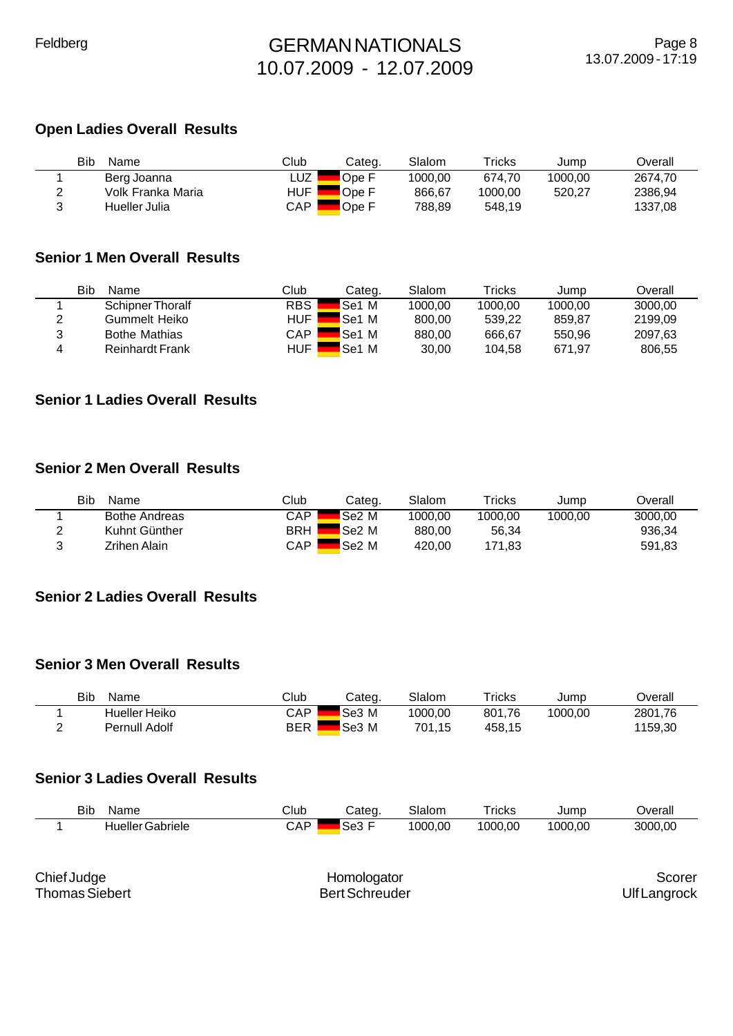## Open Ladies Overall Results

| | Bib | Name | Club | Categ. | Slalom | Tricks | Jump | Overall |
|---|---|---|---|---|---|---|---|---|
| 1 | | Berg Joanna | LUZ | Ope F | 1000,00 | 674,70 | 1000,00 | 2674,70 |
| 2 | | Volk Franka Maria | HUF | Ope F | 866,67 | 1000,00 | 520,27 | 2386,94 |
| 3 | | Hueller Julia | CAP | Ope F | 788,89 | 548,19 | | 1337,08 |

## Senior 1 Men Overall Results

| | Bib | Name | Club | Categ. | Slalom | Tricks | Jump | Overall |
|---|---|---|---|---|---|---|---|---|
| 1 | | Schipner Thoralf | RBS | Se1 M | 1000,00 | 1000,00 | 1000,00 | 3000,00 |
| 2 | | Gummelt Heiko | HUF | Se1 M | 800,00 | 539,22 | 859,87 | 2199,09 |
| 3 | | Bothe Mathias | CAP | Se1 M | 880,00 | 666,67 | 550,96 | 2097,63 |
| 4 | | Reinhardt Frank | HUF | Se1 M | 30,00 | 104,58 | 671,97 | 806,55 |

## Senior 1 Ladies Overall Results

## Senior 2 Men Overall Results

| | Bib | Name | Club | Categ. | Slalom | Tricks | Jump | Overall |
|---|---|---|---|---|---|---|---|---|
| 1 | | Bothe Andreas | CAP | Se2 M | 1000,00 | 1000,00 | 1000,00 | 3000,00 |
| 2 | | Kuhnt Günther | BRH | Se2 M | 880,00 | 56,34 | | 936,34 |
| 3 | | Zrihen Alain | CAP | Se2 M | 420,00 | 171,83 | | 591,83 |

## Senior 2 Ladies Overall Results

## Senior 3 Men Overall Results

| | Bib | Name | Club | Categ. | Slalom | Tricks | Jump | Overall |
|---|---|---|---|---|---|---|---|---|
| 1 | | Hueller Heiko | CAP | Se3 M | 1000,00 | 801,76 | 1000,00 | 2801,76 |
| 2 | | Pernull Adolf | BER | Se3 M | 701,15 | 458,15 | | 1159,30 |

## Senior 3 Ladies Overall Results

| | Bib | Name | Club | Categ. | Slalom | Tricks | Jump | Overall |
|---|---|---|---|---|---|---|---|---|
| 1 | | Hueller Gabriele | CAP | Se3 F | 1000,00 | 1000,00 | 1000,00 | 3000,00 |

Chief Judge
Thomas Siebert

Homologator
Bert Schreuder

Scorer
Ulf Langrock